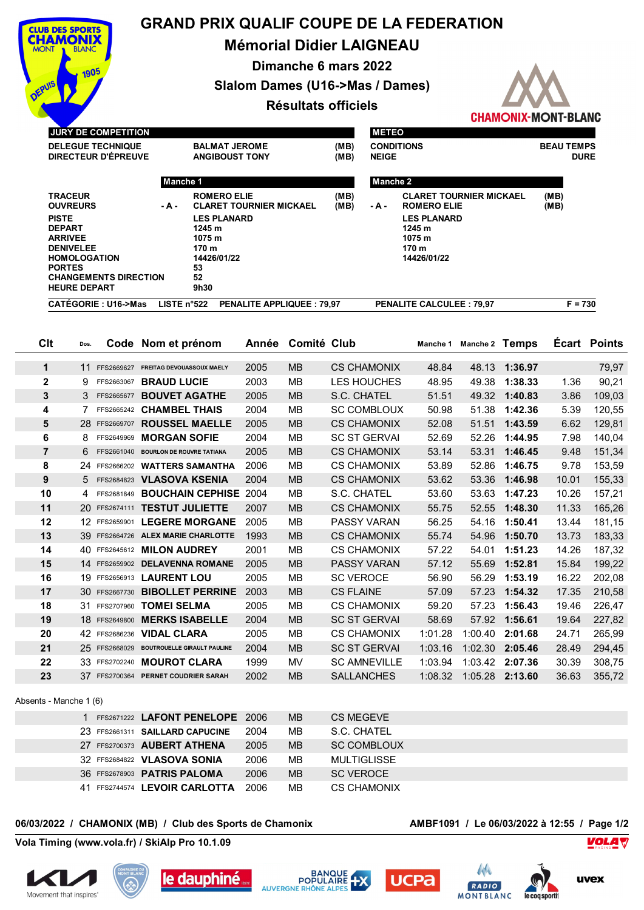# GRAND PRIX QUALIF COUPE DE LA FEDERATION

## Mémorial Didier LAIGNEAU

### Dimanche 6 mars 2022

### Slalom Dames (U16->Mas / Dames)

### Résultats officiels

**JURY DE COMPETITION**

| | | |
|---|---|---|
| DELEGUE TECHNIQUE | BALMAT JEROME | (MB) |
| DIRECTEUR D'ÉPREUVE | ANGIBOUST TONY | (MB) |

**METEO**

| | |
|---|---|
| CONDITIONS | BEAU TEMPS |
| NEIGE | DURE |

| | Manche 1 | | Manche 2 | |
|---|---|---|---|---|
| TRACEUR | ROMERO ELIE | (MB) | CLARET TOURNIER MICKAEL | (MB) |
| OUVREURS | - A - CLARET TOURNIER MICKAEL | (MB) | - A - ROMERO ELIE | (MB) |
| PISTE | LES PLANARD | | LES PLANARD | |
| DEPART | 1245 m | | 1245 m | |
| ARRIVEE | 1075 m | | 1075 m | |
| DENIVELEE | 170 m | | 170 m | |
| HOMOLOGATION | 14426/01/22 | | 14426/01/22 | |
| PORTES | 53 | | | |
| CHANGEMENTS DIRECTION | 52 | | | |
| HEURE DEPART | 9h30 | | | |

CATÉGORIE : U16->Mas LISTE n°522 PENALITE APPLIQUEE : 79,97 PENALITE CALCULEE : 79,97 F = 730

| Clt | Dos. | Code | Nom et prénom | Année | Comité | Club | Manche 1 | Manche 2 | Temps | Écart | Points |
|---|---|---|---|---|---|---|---|---|---|---|---|
| 1 | 11 | FFS2669627 | FREITAG DEVOUASSOUX MAELY | 2005 | MB | CS CHAMONIX | 48.84 | 48.13 | **1:36.97** | | 79,97 |
| 2 | 9 | FFS2663067 | BRAUD LUCIE | 2003 | MB | LES HOUCHES | 48.95 | 49.38 | **1:38.33** | 1.36 | 90,21 |
| 3 | 3 | FFS2665677 | BOUVET AGATHE | 2005 | MB | S.C. CHATEL | 51.51 | 49.32 | **1:40.83** | 3.86 | 109,03 |
| 4 | 7 | FFS2665242 | CHAMBEL THAIS | 2004 | MB | SC COMBLOUX | 50.98 | 51.38 | **1:42.36** | 5.39 | 120,55 |
| 5 | 28 | FFS2669707 | ROUSSEL MAELLE | 2005 | MB | CS CHAMONIX | 52.08 | 51.51 | **1:43.59** | 6.62 | 129,81 |
| 6 | 8 | FFS2649969 | MORGAN SOFIE | 2004 | MB | SC ST GERVAI | 52.69 | 52.26 | **1:44.95** | 7.98 | 140,04 |
| 7 | 6 | FFS2661040 | BOURLON DE ROUVRE TATIANA | 2005 | MB | CS CHAMONIX | 53.14 | 53.31 | **1:46.45** | 9.48 | 151,34 |
| 8 | 24 | FFS2666202 | WATTERS SAMANTHA | 2006 | MB | CS CHAMONIX | 53.89 | 52.86 | **1:46.75** | 9.78 | 153,59 |
| 9 | 5 | FFS2684823 | VLASOVA KSENIA | 2004 | MB | CS CHAMONIX | 53.62 | 53.36 | **1:46.98** | 10.01 | 155,33 |
| 10 | 4 | FFS2681849 | BOUCHAIN CEPHISE | 2004 | MB | S.C. CHATEL | 53.60 | 53.63 | **1:47.23** | 10.26 | 157,21 |
| 11 | 20 | FFS2674111 | TESTUT JULIETTE | 2007 | MB | CS CHAMONIX | 55.75 | 52.55 | **1:48.30** | 11.33 | 165,26 |
| 12 | 12 | FFS2659901 | LEGERE MORGANE | 2005 | MB | PASSY VARAN | 56.25 | 54.16 | **1:50.41** | 13.44 | 181,15 |
| 13 | 39 | FFS2664726 | ALEX MARIE CHARLOTTE | 1993 | MB | CS CHAMONIX | 55.74 | 54.96 | **1:50.70** | 13.73 | 183,33 |
| 14 | 40 | FFS2645612 | MILON AUDREY | 2001 | MB | CS CHAMONIX | 57.22 | 54.01 | **1:51.23** | 14.26 | 187,32 |
| 15 | 14 | FFS2659902 | DELAVENNA ROMANE | 2005 | MB | PASSY VARAN | 57.12 | 55.69 | **1:52.81** | 15.84 | 199,22 |
| 16 | 19 | FFS2656913 | LAURENT LOU | 2005 | MB | SC VEROCE | 56.90 | 56.29 | **1:53.19** | 16.22 | 202,08 |
| 17 | 30 | FFS2667730 | BIBOLLET PERRINE | 2003 | MB | CS FLAINE | 57.09 | 57.23 | **1:54.32** | 17.35 | 210,58 |
| 18 | 31 | FFS2707960 | TOMEI SELMA | 2005 | MB | CS CHAMONIX | 59.20 | 57.23 | **1:56.43** | 19.46 | 226,47 |
| 19 | 18 | FFS2649800 | MERKS ISABELLE | 2004 | MB | SC ST GERVAI | 58.69 | 57.92 | **1:56.61** | 19.64 | 227,82 |
| 20 | 42 | FFS2686236 | VIDAL CLARA | 2005 | MB | CS CHAMONIX | 1:01.28 | 1:00.40 | **2:01.68** | 24.71 | 265,99 |
| 21 | 25 | FFS2668029 | BOUTROUELLE GIRAULT PAULINE | 2004 | MB | SC ST GERVAI | 1:03.16 | 1:02.30 | **2:05.46** | 28.49 | 294,45 |
| 22 | 33 | FFS2702240 | MOUROT CLARA | 1999 | MV | SC AMNEVILLE | 1:03.94 | 1:03.42 | **2:07.36** | 30.39 | 308,75 |
| 23 | 37 | FFS2700364 | PERNET COUDRIER SARAH | 2002 | MB | SALLANCHES | 1:08.32 | 1:05.28 | **2:13.60** | 36.63 | 355,72 |

Absents - Manche 1 (6)

| Dos. | Code | Nom et prénom | Année | Comité | Club |
|---|---|---|---|---|---|
| 1 | FFS2671222 | LAFONT PENELOPE | 2006 | MB | CS MEGEVE |
| 23 | FFS2661311 | SAILLARD CAPUCINE | 2004 | MB | S.C. CHATEL |
| 27 | FFS2700373 | AUBERT ATHENA | 2005 | MB | SC COMBLOUX |
| 32 | FFS2684822 | VLASOVA SONIA | 2006 | MB | MULTIGLISSE |
| 36 | FFS2678903 | PATRIS PALOMA | 2006 | MB | SC VEROCE |
| 41 | FFS2744574 | LEVOIR CARLOTTA | 2006 | MB | CS CHAMONIX |

06/03/2022 / CHAMONIX (MB) / Club des Sports de Chamonix — AMBF1091 / Le 06/03/2022 à 12:55

Vola Timing (www.vola.fr) / SkiAlp Pro 10.1.09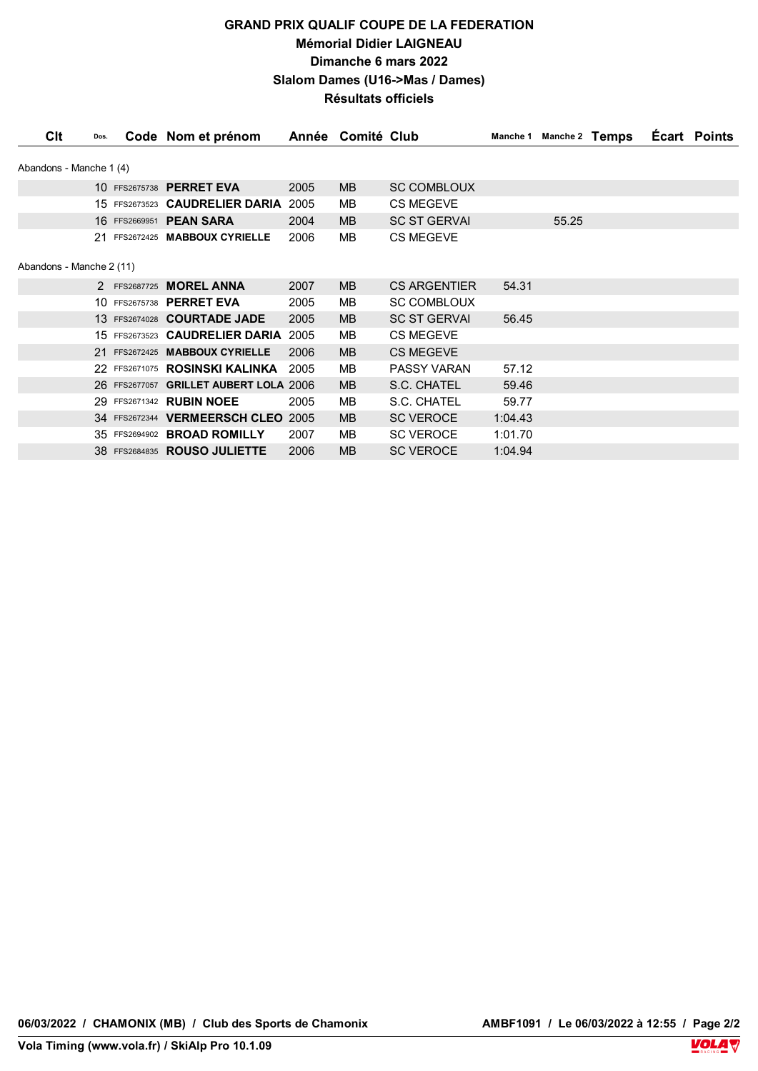# GRAND PRIX QUALIF COUPE DE LA FEDERATION

## Mémorial Didier LAIGNEAU

## Dimanche 6 mars 2022

## Slalom Dames (U16->Mas / Dames)

## Résultats officiels

| Clt | Dos. | Code | Nom et prénom | Année | Comité | Club | Manche 1 | Manche 2 | Temps | Écart | Points |
|---|---|---|---|---|---|---|---|---|---|---|---|
| Abandons - Manche 1 (4) | | | | | | | | | | | |
| | 10 | FFS2675738 | **PERRET EVA** | 2005 | MB | SC COMBLOUX | | | | | |
| | 15 | FFS2673523 | **CAUDRELIER DARIA** | 2005 | MB | CS MEGEVE | | | | | |
| | 16 | FFS2669951 | **PEAN SARA** | 2004 | MB | SC ST GERVAI | | 55.25 | | | |
| | 21 | FFS2672425 | **MABBOUX CYRIELLE** | 2006 | MB | CS MEGEVE | | | | | |
| Abandons - Manche 2 (11) | | | | | | | | | | | |
| | 2 | FFS2687725 | **MOREL ANNA** | 2007 | MB | CS ARGENTIER | 54.31 | | | | |
| | 10 | FFS2675738 | **PERRET EVA** | 2005 | MB | SC COMBLOUX | | | | | |
| | 13 | FFS2674028 | **COURTADE JADE** | 2005 | MB | SC ST GERVAI | 56.45 | | | | |
| | 15 | FFS2673523 | **CAUDRELIER DARIA** | 2005 | MB | CS MEGEVE | | | | | |
| | 21 | FFS2672425 | **MABBOUX CYRIELLE** | 2006 | MB | CS MEGEVE | | | | | |
| | 22 | FFS2671075 | **ROSINSKI KALINKA** | 2005 | MB | PASSY VARAN | 57.12 | | | | |
| | 26 | FFS2677057 | **GRILLET AUBERT LOLA** | 2006 | MB | S.C. CHATEL | 59.46 | | | | |
| | 29 | FFS2671342 | **RUBIN NOEE** | 2005 | MB | S.C. CHATEL | 59.77 | | | | |
| | 34 | FFS2672344 | **VERMEERSCH CLEO** | 2005 | MB | SC VEROCE | 1:04.43 | | | | |
| | 35 | FFS2694902 | **BROAD ROMILLY** | 2007 | MB | SC VEROCE | 1:01.70 | | | | |
| | 38 | FFS2684835 | **ROUSO JULIETTE** | 2006 | MB | SC VEROCE | 1:04.94 | | | | |

06/03/2022 / CHAMONIX (MB) / Club des Sports de Chamonix

AMBF1091 / Le 06/03/2022 à 12:55

Vola Timing (www.vola.fr) / SkiAlp Pro 10.1.09